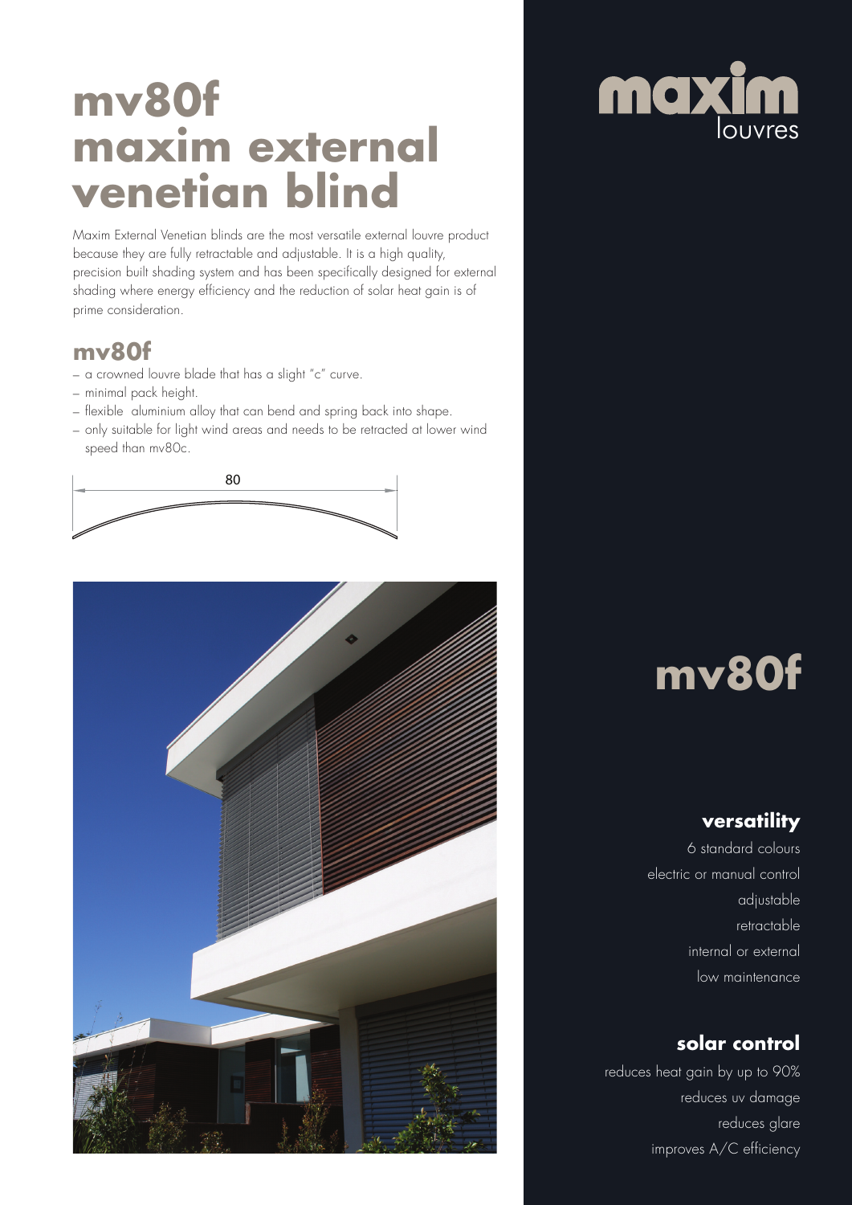# mv80f maxim external venetian blind

Maxim External Venetian blinds are the most versatile external louvre product because they are fully retractable and adjustable. It is a high quality, precision built shading system and has been specifically designed for external shading where energy efficiency and the reduction of solar heat gain is of prime consideration.

## mv80f

- a crowned louvre blade that has a slight "c" curve.
- minimal pack height.
- flexible aluminium alloy that can bend and spring back into shape.
- only suitable for light wind areas and needs to be retracted at lower wind speed than mv80c.

80

maxim louvres

# mv80f

### versatility

6 standard colours
electric or manual control
adjustable
retractable
internal or external
low maintenance

### solar control

reduces heat gain by up to 90%
reduces uv damage
reduces glare
improves A/C efficiency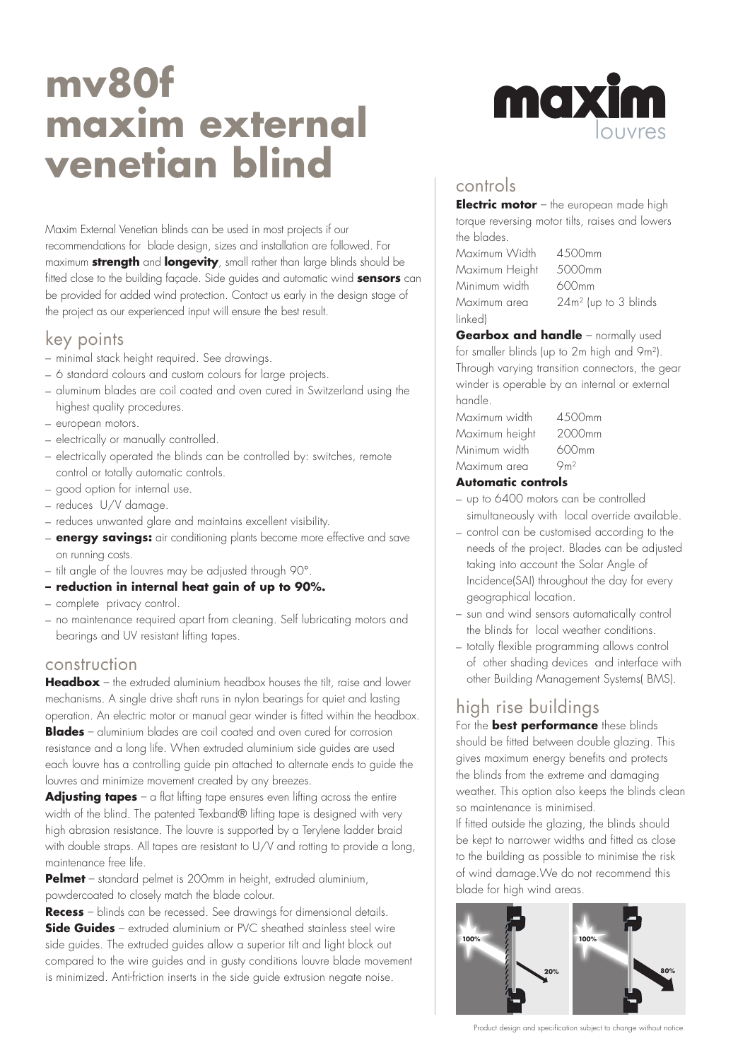# mv80f maxim external venetian blind

maxim louvres

Maxim External Venetian blinds can be used in most projects if our recommendations for blade design, sizes and installation are followed. For maximum **strength** and **longevity**, small rather than large blinds should be fitted close to the building façade. Side guides and automatic wind **sensors** can be provided for added wind protection. Contact us early in the design stage of the project as our experienced input will ensure the best result.

## key points

- minimal stack height required. See drawings.
- 6 standard colours and custom colours for large projects.
- aluminum blades are coil coated and oven cured in Switzerland using the highest quality procedures.
- european motors.
- electrically or manually controlled.
- electrically operated the blinds can be controlled by: switches, remote control or totally automatic controls.
- good option for internal use.
- reduces U/V damage.
- reduces unwanted glare and maintains excellent visibility.
- **energy savings:** air conditioning plants become more effective and save on running costs.
- tilt angle of the louvres may be adjusted through 90°.
- **reduction in internal heat gain of up to 90%.**
- complete privacy control.
- no maintenance required apart from cleaning. Self lubricating motors and bearings and UV resistant lifting tapes.

## construction

**Headbox** – the extruded aluminium headbox houses the tilt, raise and lower mechanisms. A single drive shaft runs in nylon bearings for quiet and lasting operation. An electric motor or manual gear winder is fitted within the headbox.

**Blades** – aluminium blades are coil coated and oven cured for corrosion resistance and a long life. When extruded aluminium side guides are used each louvre has a controlling guide pin attached to alternate ends to guide the louvres and minimize movement created by any breezes.

**Adjusting tapes** – a flat lifting tape ensures even lifting across the entire width of the blind. The patented Texband® lifting tape is designed with very high abrasion resistance. The louvre is supported by a Terylene ladder braid with double straps. All tapes are resistant to U/V and rotting to provide a long, maintenance free life.

**Pelmet** – standard pelmet is 200mm in height, extruded aluminium, powdercoated to closely match the blade colour.

**Recess** – blinds can be recessed. See drawings for dimensional details.

**Side Guides** – extruded aluminium or PVC sheathed stainless steel wire side guides. The extruded guides allow a superior tilt and light block out compared to the wire guides and in gusty conditions louvre blade movement is minimized. Anti-friction inserts in the side guide extrusion negate noise.

## controls

**Electric motor** – the european made high torque reversing motor tilts, raises and lowers the blades.

| | |
|---|---|
| Maximum Width | 4500mm |
| Maximum Height | 5000mm |
| Minimum width | 600mm |
| Maximum area | 24m² (up to 3 blinds linked) |

**Gearbox and handle** – normally used for smaller blinds (up to 2m high and 9m²). Through varying transition connectors, the gear winder is operable by an internal or external handle.

| | |
|---|---|
| Maximum width | 4500mm |
| Maximum height | 2000mm |
| Minimum width | 600mm |
| Maximum area | 9m² |

**Automatic controls**

- up to 6400 motors can be controlled simultaneously with local override available.
- control can be customised according to the needs of the project. Blades can be adjusted taking into account the Solar Angle of Incidence(SAI) throughout the day for every geographical location.
- sun and wind sensors automatically control the blinds for local weather conditions.
- totally flexible programming allows control of other shading devices and interface with other Building Management Systems( BMS).

## high rise buildings

For the **best performance** these blinds should be fitted between double glazing. This gives maximum energy benefits and protects the blinds from the extreme and damaging weather. This option also keeps the blinds clean so maintenance is minimised.

If fitted outside the glazing, the blinds should be kept to narrower widths and fitted as close to the building as possible to minimise the risk of wind damage. We do not recommend this blade for high wind areas.

100%
20%

100%
80%

Product design and specification subject to change without notice.